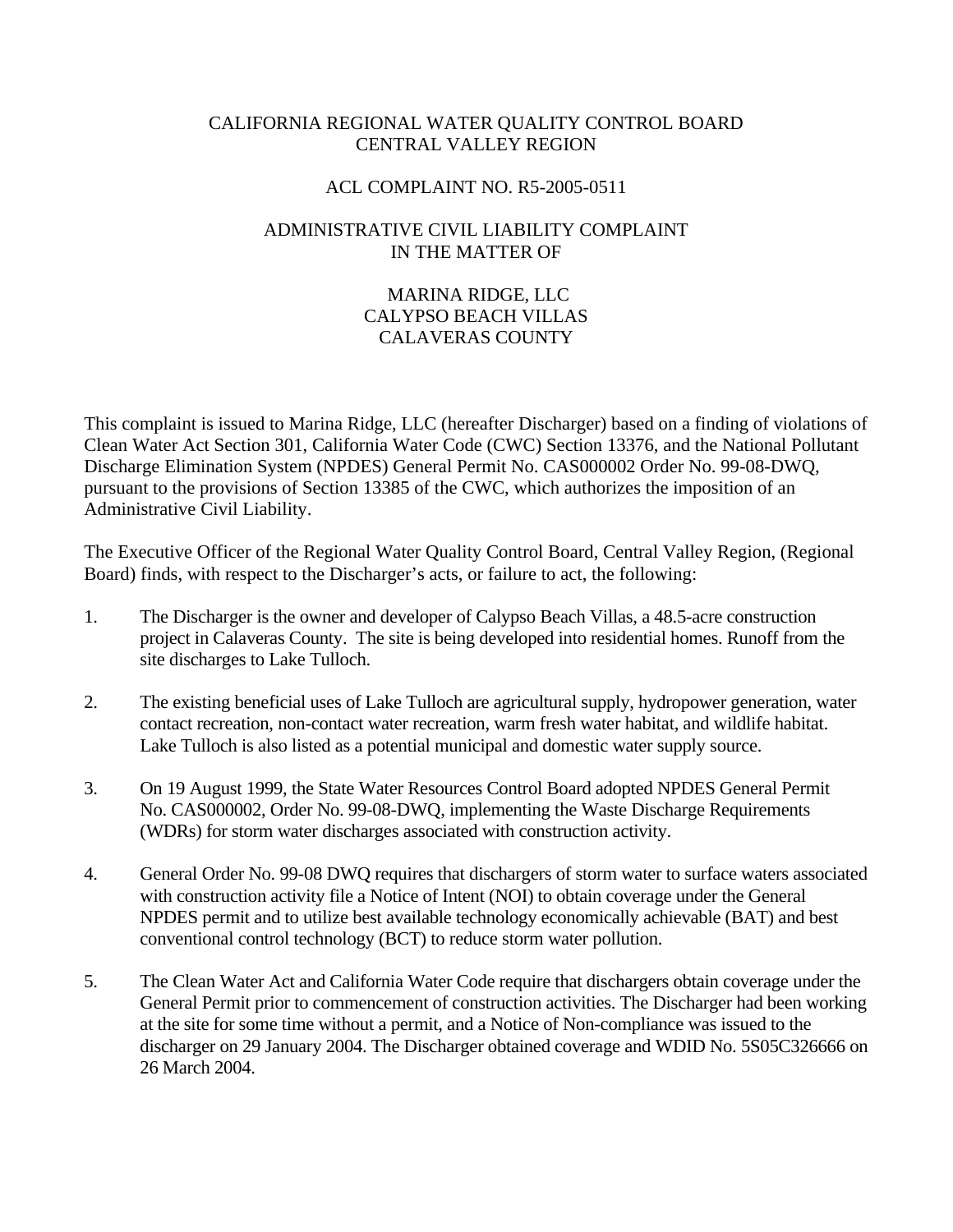CALIFORNIA REGIONAL WATER QUALITY CONTROL BOARD
CENTRAL VALLEY REGION

ACL COMPLAINT NO. R5-2005-0511

ADMINISTRATIVE CIVIL LIABILITY COMPLAINT
IN THE MATTER OF

MARINA RIDGE, LLC
CALYPSO BEACH VILLAS
CALAVERAS COUNTY

This complaint is issued to Marina Ridge, LLC (hereafter Discharger) based on a finding of violations of Clean Water Act Section 301, California Water Code (CWC) Section 13376, and the National Pollutant Discharge Elimination System (NPDES) General Permit No. CAS000002 Order No. 99-08-DWQ, pursuant to the provisions of Section 13385 of the CWC, which authorizes the imposition of an Administrative Civil Liability.

The Executive Officer of the Regional Water Quality Control Board, Central Valley Region, (Regional Board) finds, with respect to the Discharger's acts, or failure to act, the following:

1. The Discharger is the owner and developer of Calypso Beach Villas, a 48.5-acre construction project in Calaveras County. The site is being developed into residential homes. Runoff from the site discharges to Lake Tulloch.

2. The existing beneficial uses of Lake Tulloch are agricultural supply, hydropower generation, water contact recreation, non-contact water recreation, warm fresh water habitat, and wildlife habitat. Lake Tulloch is also listed as a potential municipal and domestic water supply source.

3. On 19 August 1999, the State Water Resources Control Board adopted NPDES General Permit No. CAS000002, Order No. 99-08-DWQ, implementing the Waste Discharge Requirements (WDRs) for storm water discharges associated with construction activity.

4. General Order No. 99-08 DWQ requires that dischargers of storm water to surface waters associated with construction activity file a Notice of Intent (NOI) to obtain coverage under the General NPDES permit and to utilize best available technology economically achievable (BAT) and best conventional control technology (BCT) to reduce storm water pollution.

5. The Clean Water Act and California Water Code require that dischargers obtain coverage under the General Permit prior to commencement of construction activities. The Discharger had been working at the site for some time without a permit, and a Notice of Non-compliance was issued to the discharger on 29 January 2004. The Discharger obtained coverage and WDID No. 5S05C326666 on 26 March 2004.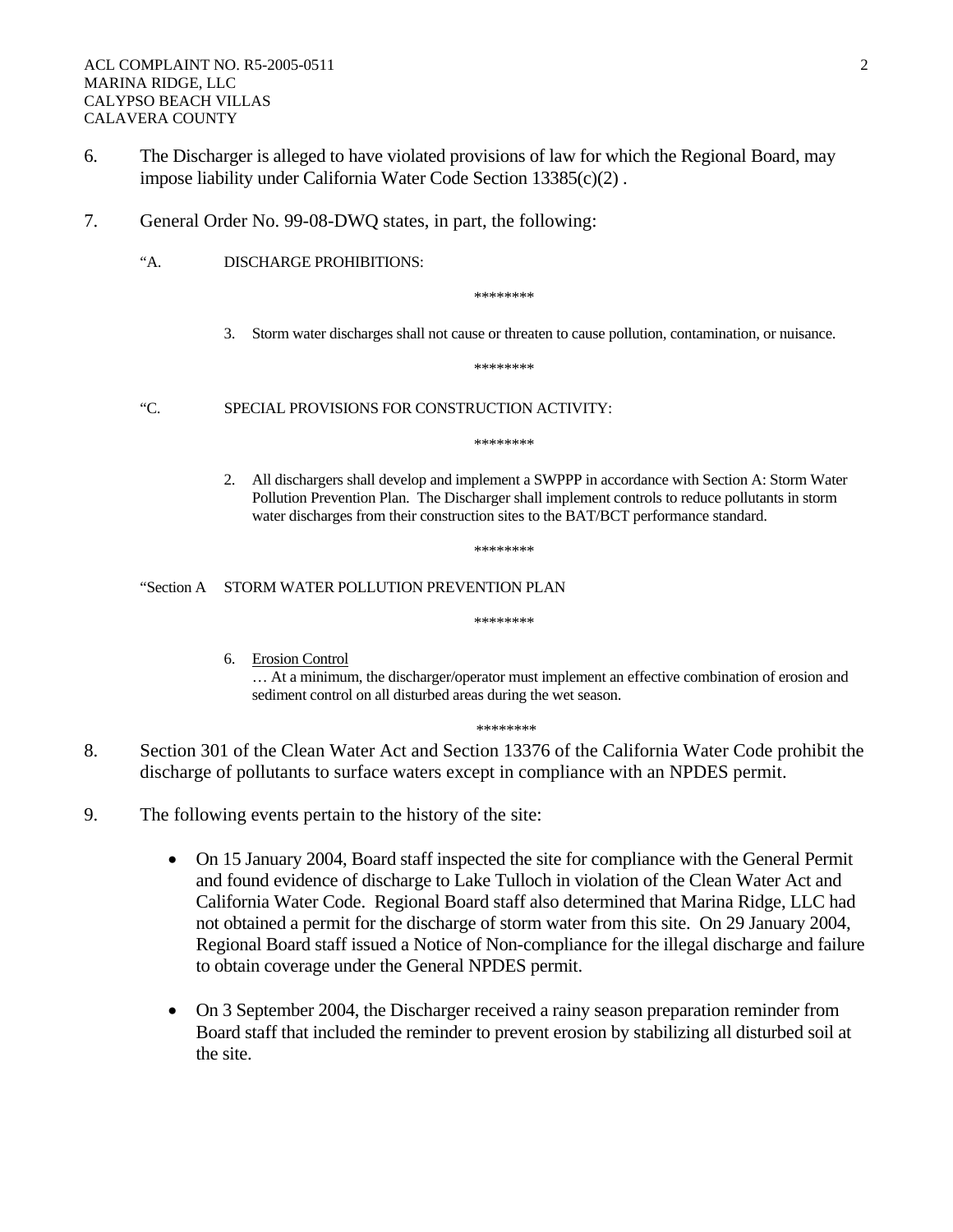6. The Discharger is alleged to have violated provisions of law for which the Regional Board, may impose liability under California Water Code Section 13385(c)(2) .

7. General Order No. 99-08-DWQ states, in part, the following:

   "A. DISCHARGE PROHIBITIONS:

   ********

   3. Storm water discharges shall not cause or threaten to cause pollution, contamination, or nuisance.

   ********

   "C. SPECIAL PROVISIONS FOR CONSTRUCTION ACTIVITY:

   ********

   2. All dischargers shall develop and implement a SWPPP in accordance with Section A: Storm Water Pollution Prevention Plan. The Discharger shall implement controls to reduce pollutants in storm water discharges from their construction sites to the BAT/BCT performance standard.

   ********

   "Section A STORM WATER POLLUTION PREVENTION PLAN

   ********

   6. Erosion Control
   … At a minimum, the discharger/operator must implement an effective combination of erosion and sediment control on all disturbed areas during the wet season.

   ********

8. Section 301 of the Clean Water Act and Section 13376 of the California Water Code prohibit the discharge of pollutants to surface waters except in compliance with an NPDES permit.

9. The following events pertain to the history of the site:

   - On 15 January 2004, Board staff inspected the site for compliance with the General Permit and found evidence of discharge to Lake Tulloch in violation of the Clean Water Act and California Water Code. Regional Board staff also determined that Marina Ridge, LLC had not obtained a permit for the discharge of storm water from this site. On 29 January 2004, Regional Board staff issued a Notice of Non-compliance for the illegal discharge and failure to obtain coverage under the General NPDES permit.

   - On 3 September 2004, the Discharger received a rainy season preparation reminder from Board staff that included the reminder to prevent erosion by stabilizing all disturbed soil at the site.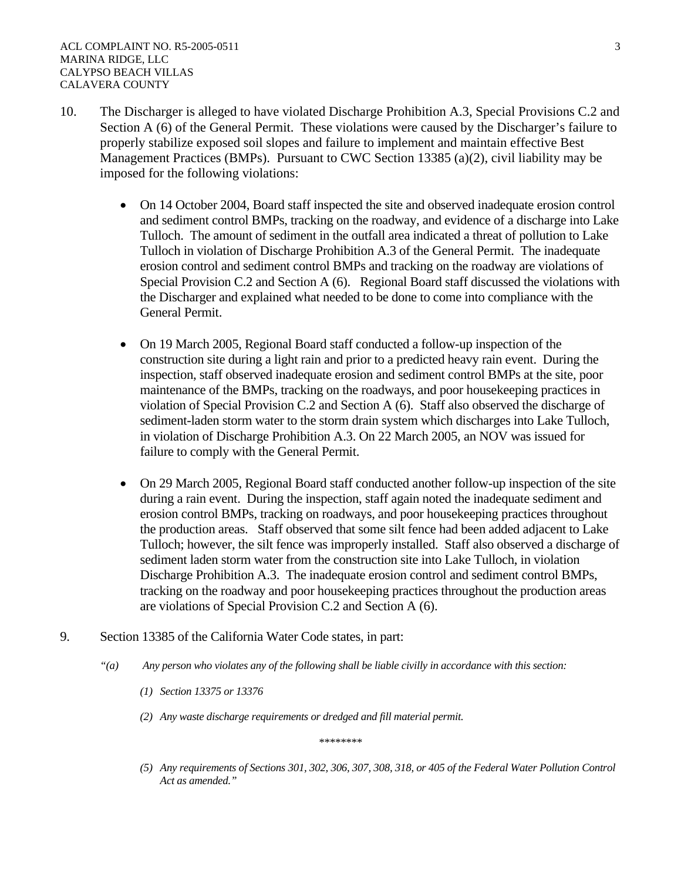10. The Discharger is alleged to have violated Discharge Prohibition A.3, Special Provisions C.2 and Section A (6) of the General Permit. These violations were caused by the Discharger's failure to properly stabilize exposed soil slopes and failure to implement and maintain effective Best Management Practices (BMPs). Pursuant to CWC Section 13385 (a)(2), civil liability may be imposed for the following violations:

    - On 14 October 2004, Board staff inspected the site and observed inadequate erosion control and sediment control BMPs, tracking on the roadway, and evidence of a discharge into Lake Tulloch. The amount of sediment in the outfall area indicated a threat of pollution to Lake Tulloch in violation of Discharge Prohibition A.3 of the General Permit. The inadequate erosion control and sediment control BMPs and tracking on the roadway are violations of Special Provision C.2 and Section A (6). Regional Board staff discussed the violations with the Discharger and explained what needed to be done to come into compliance with the General Permit.

    - On 19 March 2005, Regional Board staff conducted a follow-up inspection of the construction site during a light rain and prior to a predicted heavy rain event. During the inspection, staff observed inadequate erosion and sediment control BMPs at the site, poor maintenance of the BMPs, tracking on the roadways, and poor housekeeping practices in violation of Special Provision C.2 and Section A (6). Staff also observed the discharge of sediment-laden storm water to the storm drain system which discharges into Lake Tulloch, in violation of Discharge Prohibition A.3. On 22 March 2005, an NOV was issued for failure to comply with the General Permit.

    - On 29 March 2005, Regional Board staff conducted another follow-up inspection of the site during a rain event. During the inspection, staff again noted the inadequate sediment and erosion control BMPs, tracking on roadways, and poor housekeeping practices throughout the production areas. Staff observed that some silt fence had been added adjacent to Lake Tulloch; however, the silt fence was improperly installed. Staff also observed a discharge of sediment laden storm water from the construction site into Lake Tulloch, in violation Discharge Prohibition A.3. The inadequate erosion control and sediment control BMPs, tracking on the roadway and poor housekeeping practices throughout the production areas are violations of Special Provision C.2 and Section A (6).

9. Section 13385 of the California Water Code states, in part:

    *"(a) Any person who violates any of the following shall be liable civilly in accordance with this section:*

    *(1) Section 13375 or 13376*

    *(2) Any waste discharge requirements or dredged and fill material permit.*

    \*\*\*\*\*\*\*\*

    *(5) Any requirements of Sections 301, 302, 306, 307, 308, 318, or 405 of the Federal Water Pollution Control Act as amended."*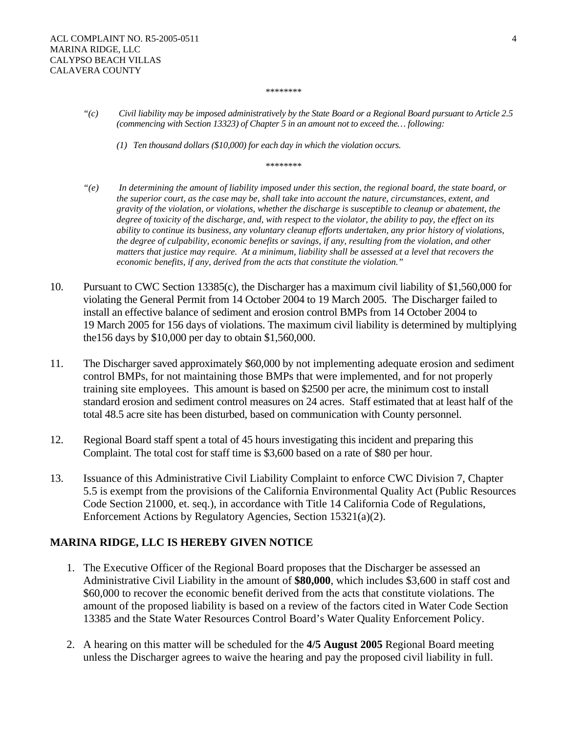********

> *"(c) Civil liability may be imposed administratively by the State Board or a Regional Board pursuant to Article 2.5 (commencing with Section 13323) of Chapter 5 in an amount not to exceed the… following:*
>
> *(1) Ten thousand dollars ($10,000) for each day in which the violation occurs.*

********

> *"(e) In determining the amount of liability imposed under this section, the regional board, the state board, or the superior court, as the case may be, shall take into account the nature, circumstances, extent, and gravity of the violation, or violations, whether the discharge is susceptible to cleanup or abatement, the degree of toxicity of the discharge, and, with respect to the violator, the ability to pay, the effect on its ability to continue its business, any voluntary cleanup efforts undertaken, any prior history of violations, the degree of culpability, economic benefits or savings, if any, resulting from the violation, and other matters that justice may require. At a minimum, liability shall be assessed at a level that recovers the economic benefits, if any, derived from the acts that constitute the violation."*

10. Pursuant to CWC Section 13385(c), the Discharger has a maximum civil liability of $1,560,000 for violating the General Permit from 14 October 2004 to 19 March 2005. The Discharger failed to install an effective balance of sediment and erosion control BMPs from 14 October 2004 to 19 March 2005 for 156 days of violations. The maximum civil liability is determined by multiplying the156 days by $10,000 per day to obtain $1,560,000.

11. The Discharger saved approximately $60,000 by not implementing adequate erosion and sediment control BMPs, for not maintaining those BMPs that were implemented, and for not properly training site employees. This amount is based on $2500 per acre, the minimum cost to install standard erosion and sediment control measures on 24 acres. Staff estimated that at least half of the total 48.5 acre site has been disturbed, based on communication with County personnel.

12. Regional Board staff spent a total of 45 hours investigating this incident and preparing this Complaint. The total cost for staff time is $3,600 based on a rate of $80 per hour.

13. Issuance of this Administrative Civil Liability Complaint to enforce CWC Division 7, Chapter 5.5 is exempt from the provisions of the California Environmental Quality Act (Public Resources Code Section 21000, et. seq.), in accordance with Title 14 California Code of Regulations, Enforcement Actions by Regulatory Agencies, Section 15321(a)(2).

## MARINA RIDGE, LLC IS HEREBY GIVEN NOTICE

1. The Executive Officer of the Regional Board proposes that the Discharger be assessed an Administrative Civil Liability in the amount of **$80,000**, which includes $3,600 in staff cost and $60,000 to recover the economic benefit derived from the acts that constitute violations. The amount of the proposed liability is based on a review of the factors cited in Water Code Section 13385 and the State Water Resources Control Board's Water Quality Enforcement Policy.

2. A hearing on this matter will be scheduled for the **4/5 August 2005** Regional Board meeting unless the Discharger agrees to waive the hearing and pay the proposed civil liability in full.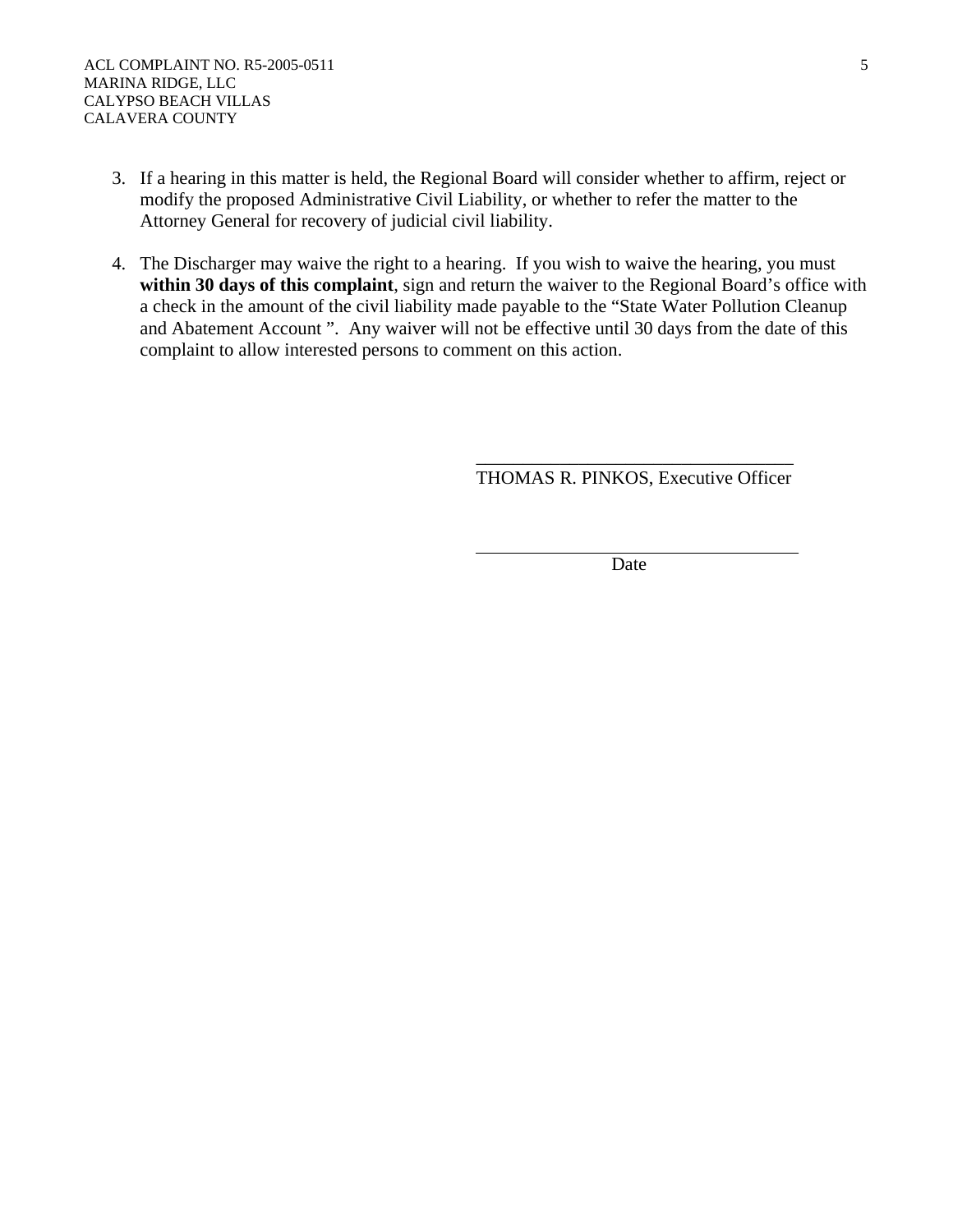3. If a hearing in this matter is held, the Regional Board will consider whether to affirm, reject or modify the proposed Administrative Civil Liability, or whether to refer the matter to the Attorney General for recovery of judicial civil liability.

4. The Discharger may waive the right to a hearing. If you wish to waive the hearing, you must **within 30 days of this complaint**, sign and return the waiver to the Regional Board's office with a check in the amount of the civil liability made payable to the "State Water Pollution Cleanup and Abatement Account ". Any waiver will not be effective until 30 days from the date of this complaint to allow interested persons to comment on this action.

___________________________________
THOMAS R. PINKOS, Executive Officer

___________________________________
Date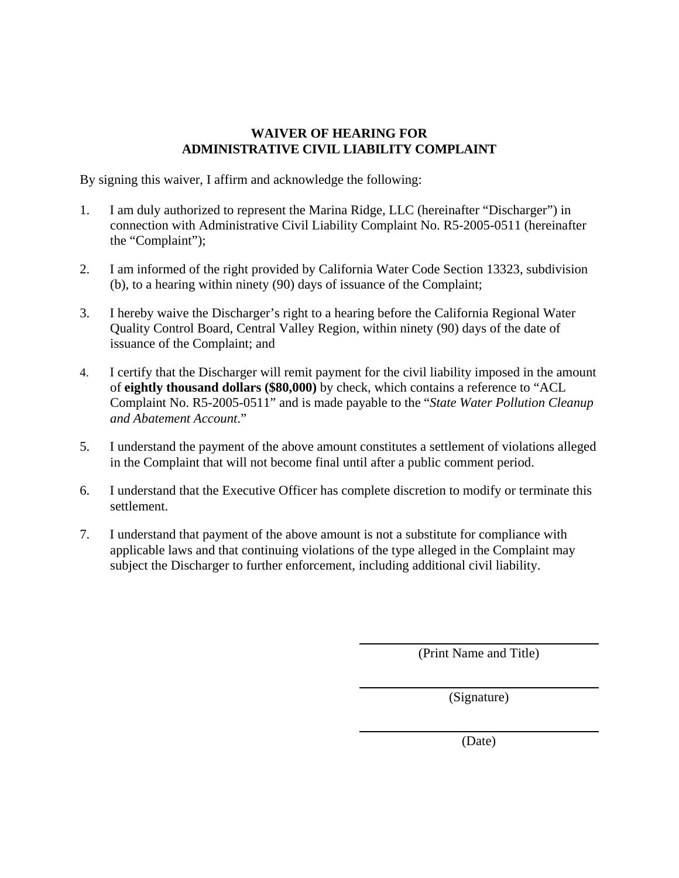## WAIVER OF HEARING FOR ADMINISTRATIVE CIVIL LIABILITY COMPLAINT

By signing this waiver, I affirm and acknowledge the following:

1. I am duly authorized to represent the Marina Ridge, LLC (hereinafter "Discharger") in connection with Administrative Civil Liability Complaint No. R5-2005-0511 (hereinafter the "Complaint");

2. I am informed of the right provided by California Water Code Section 13323, subdivision (b), to a hearing within ninety (90) days of issuance of the Complaint;

3. I hereby waive the Discharger's right to a hearing before the California Regional Water Quality Control Board, Central Valley Region, within ninety (90) days of the date of issuance of the Complaint; and

4. I certify that the Discharger will remit payment for the civil liability imposed in the amount of **eightly thousand dollars ($80,000)** by check, which contains a reference to "ACL Complaint No. R5-2005-0511" and is made payable to the "*State Water Pollution Cleanup and Abatement Account*."

5. I understand the payment of the above amount constitutes a settlement of violations alleged in the Complaint that will not become final until after a public comment period.

6. I understand that the Executive Officer has complete discretion to modify or terminate this settlement.

7. I understand that payment of the above amount is not a substitute for compliance with applicable laws and that continuing violations of the type alleged in the Complaint may subject the Discharger to further enforcement, including additional civil liability.

\_\_\_\_\_\_\_\_\_\_\_\_\_\_\_\_\_\_\_\_\_\_\_\_\_\_\_\_\_\_
(Print Name and Title)

\_\_\_\_\_\_\_\_\_\_\_\_\_\_\_\_\_\_\_\_\_\_\_\_\_\_\_\_\_\_
(Signature)

\_\_\_\_\_\_\_\_\_\_\_\_\_\_\_\_\_\_\_\_\_\_\_\_\_\_\_\_\_\_
(Date)